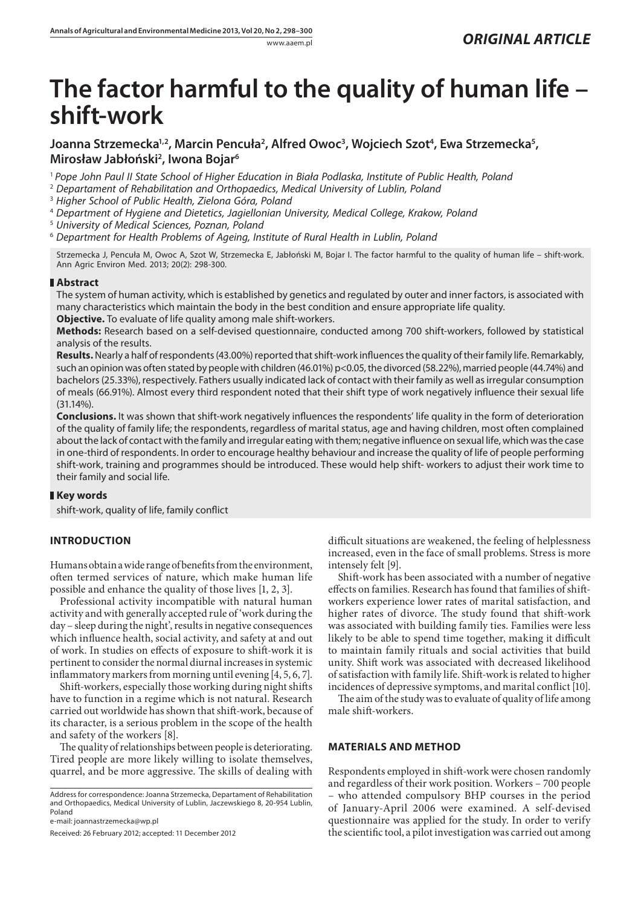*ORIGINAL ARTICLE*

# The factor harmful to the quality of human life – shift-work

**Joanna Strzemecka[1,2], Marcin Pencuła[2], Alfred Owoc[3], Wojciech Szot[4], Ewa Strzemecka[5], Mirosław Jabłoński[2], Iwona Bojar[6]**

[1] *Pope John Paul II State School of Higher Education in Biała Podlaska, Institute of Public Health, Poland*
[2] *Departament of Rehabilitation and Orthopaedics, Medical University of Lublin, Poland*
[3] *Higher School of Public Health, Zielona Góra, Poland*
[4] *Department of Hygiene and Dietetics, Jagiellonian University, Medical College, Krakow, Poland*
[5] *University of Medical Sciences, Poznan, Poland*
[6] *Department for Health Problems of Ageing, Institute of Rural Health in Lublin, Poland*

Strzemecka J, Pencuła M, Owoc A, Szot W, Strzemecka E, Jabłoński M, Bojar I. The factor harmful to the quality of human life – shift-work. Ann Agric Environ Med. 2013; 20(2): 298-300.

## Abstract

The system of human activity, which is established by genetics and regulated by outer and inner factors, is associated with many characteristics which maintain the body in the best condition and ensure appropriate life quality.

**Objective.** To evaluate of life quality among male shift-workers.

**Methods:** Research based on a self-devised questionnaire, conducted among 700 shift-workers, followed by statistical analysis of the results.

**Results.** Nearly a half of respondents (43.00%) reported that shift-work influences the quality of their family life. Remarkably, such an opinion was often stated by people with children (46.01%) $p<0.05$, the divorced (58.22%), married people (44.74%) and bachelors (25.33%), respectively. Fathers usually indicated lack of contact with their family as well as irregular consumption of meals (66.91%). Almost every third respondent noted that their shift type of work negatively influence their sexual life (31.14%).

**Conclusions.** It was shown that shift-work negatively influences the respondents' life quality in the form of deterioration of the quality of family life; the respondents, regardless of marital status, age and having children, most often complained about the lack of contact with the family and irregular eating with them; negative influence on sexual life, which was the case in one-third of respondents. In order to encourage healthy behaviour and increase the quality of life of people performing shift-work, training and programmes should be introduced. These would help shift- workers to adjust their work time to their family and social life.

## Key words

shift-work, quality of life, family conflict

## INTRODUCTION

Humans obtain a wide range of benefits from the environment, often termed services of nature, which make human life possible and enhance the quality of those lives [1, 2, 3].

Professional activity incompatible with natural human activity and with generally accepted rule of 'work during the day – sleep during the night', results in negative consequences which influence health, social activity, and safety at and out of work. In studies on effects of exposure to shift-work it is pertinent to consider the normal diurnal increases in systemic inflammatory markers from morning until evening [4, 5, 6, 7].

Shift-workers, especially those working during night shifts have to function in a regime which is not natural. Research carried out worldwide has shown that shift-work, because of its character, is a serious problem in the scope of the health and safety of the workers [8].

The quality of relationships between people is deteriorating. Tired people are more likely willing to isolate themselves, quarrel, and be more aggressive. The skills of dealing with difficult situations are weakened, the feeling of helplessness increased, even in the face of small problems. Stress is more intensely felt [9].

Shift-work has been associated with a number of negative effects on families. Research has found that families of shift-workers experience lower rates of marital satisfaction, and higher rates of divorce. The study found that shift-work was associated with building family ties. Families were less likely to be able to spend time together, making it difficult to maintain family rituals and social activities that build unity. Shift work was associated with decreased likelihood of satisfaction with family life. Shift-work is related to higher incidences of depressive symptoms, and marital conflict [10].

The aim of the study was to evaluate of quality of life among male shift-workers.

## MATERIALS AND METHOD

Respondents employed in shift-work were chosen randomly and regardless of their work position. Workers – 700 people – who attended compulsory BHP courses in the period of January-April 2006 were examined. A self-devised questionnaire was applied for the study. In order to verify the scientific tool, a pilot investigation was carried out among

Address for correspondence: Joanna Strzemecka, Departament of Rehabilitation and Orthopaedics, Medical University of Lublin, Jaczewskiego 8, 20-954 Lublin, Poland
e-mail: joannastrzemecka@wp.pl

Received: 26 February 2012; accepted: 11 December 2012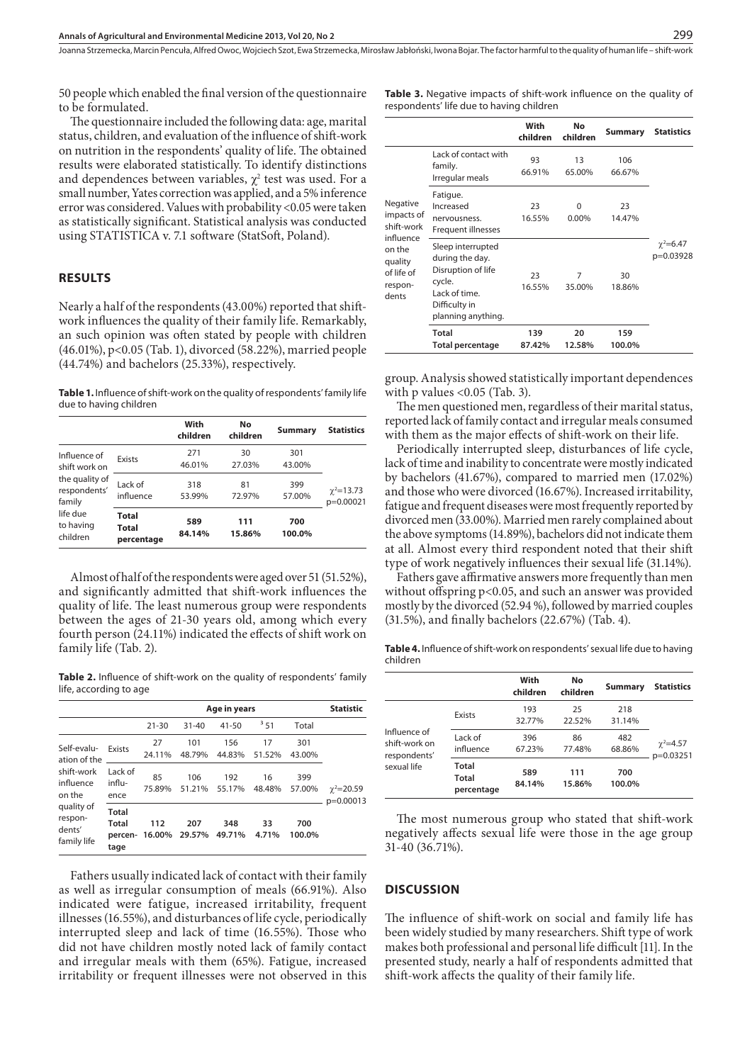50 people which enabled the final version of the questionnaire to be formulated.

The questionnaire included the following data: age, marital status, children, and evaluation of the influence of shift-work on nutrition in the respondents' quality of life. The obtained results were elaborated statistically. To identify distinctions and dependences between variables, $\chi^2$ test was used. For a small number, Yates correction was applied, and a 5% inference error was considered. Values with probability <0.05 were taken as statistically significant. Statistical analysis was conducted using STATISTICA v. 7.1 software (StatSoft, Poland).

## RESULTS

Nearly a half of the respondents (43.00%) reported that shift-work influences the quality of their family life. Remarkably, an such opinion was often stated by people with children (46.01%), $p<0.05$ (Tab. 1), divorced (58.22%), married people (44.74%) and bachelors (25.33%), respectively.

**Table 1.** Influence of shift-work on the quality of respondents' family life due to having children

| | | With children | No children | Summary | Statistics |
|---|---|---|---|---|---|
| Influence of shift work on the quality of respondents' family life due to having children | Exists | 271<br>46.01% | 30<br>27.03% | 301<br>43.00% | $\chi^2$=13.73<br>p=0.00021 |
| | Lack of influence | 318<br>53.99% | 81<br>72.97% | 399<br>57.00% | |
| | **Total**<br>**Total percentage** | **589**<br>**84.14%** | **111**<br>**15.86%** | **700**<br>**100.0%** | |

Almost of half of the respondents were aged over 51 (51.52%), and significantly admitted that shift-work influences the quality of life. The least numerous group were respondents between the ages of 21-30 years old, among which every fourth person (24.11%) indicated the effects of shift work on family life (Tab. 2).

**Table 2.** Influence of shift-work on the quality of respondents' family life, according to age

| | | Age in years | | | | | Statistic |
|---|---|---|---|---|---|---|---|
| | | 21-30 | 31-40 | 41-50 | ≥51 | Total | |
| Self-evaluation of the shift-work influence on the quality of respondents' family life | Exists | 27<br>24.11% | 101<br>48.79% | 156<br>44.83% | 17<br>51.52% | 301<br>43.00% | $\chi^2$=20.59<br>p=0.00013 |
| | Lack of influence | 85<br>75.89% | 106<br>51.21% | 192<br>55.17% | 16<br>48.48% | 399<br>57.00% | |
| | **Total**<br>**Total percentage** | **112**<br>**16.00%** | **207**<br>**29.57%** | **348**<br>**49.71%** | **33**<br>**4.71%** | **700**<br>**100.0%** | |

Fathers usually indicated lack of contact with their family as well as irregular consumption of meals (66.91%). Also indicated were fatigue, increased irritability, frequent illnesses (16.55%), and disturbances of life cycle, periodically interrupted sleep and lack of time (16.55%). Those who did not have children mostly noted lack of family contact and irregular meals with them (65%). Fatigue, increased irritability or frequent illnesses were not observed in this group. Analysis showed statistically important dependences with p values <0.05 (Tab. 3).

**Table 3.** Negative impacts of shift-work influence on the quality of respondents' life due to having children

| | | With children | No children | Summary | Statistics |
|---|---|---|---|---|---|
| Negative impacts of shift-work influence on the quality of life of respondents | Lack of contact with family. Irregular meals | 93<br>66.91% | 13<br>65.00% | 106<br>66.67% | $\chi^2$=6.47<br>p=0.03928 |
| | Fatigue. Increased nervousness. Frequent illnesses | 23<br>16.55% | 0<br>0.00% | 23<br>14.47% | |
| | Sleep interrupted during the day. Disruption of life cycle. Lack of time. Difficulty in planning anything. | 23<br>16.55% | 7<br>35.00% | 30<br>18.86% | |
| | **Total**<br>**Total percentage** | **139**<br>**87.42%** | **20**<br>**12.58%** | **159**<br>**100.0%** | |

The men questioned men, regardless of their marital status, reported lack of family contact and irregular meals consumed with them as the major effects of shift-work on their life.

Periodically interrupted sleep, disturbances of life cycle, lack of time and inability to concentrate were mostly indicated by bachelors (41.67%), compared to married men (17.02%) and those who were divorced (16.67%). Increased irritability, fatigue and frequent diseases were most frequently reported by divorced men (33.00%). Married men rarely complained about the above symptoms (14.89%), bachelors did not indicate them at all. Almost every third respondent noted that their shift type of work negatively influences their sexual life (31.14%).

Fathers gave affirmative answers more frequently than men without offspring $p<0.05$, and such an answer was provided mostly by the divorced (52.94 %), followed by married couples (31.5%), and finally bachelors (22.67%) (Tab. 4).

**Table 4.** Influence of shift-work on respondents' sexual life due to having children

| | | With children | No children | Summary | Statistics |
|---|---|---|---|---|---|
| Influence of shift-work on respondents' sexual life | Exists | 193<br>32.77% | 25<br>22.52% | 218<br>31.14% | $\chi^2$=4.57<br>p=0.03251 |
| | Lack of influence | 396<br>67.23% | 86<br>77.48% | 482<br>68.86% | |
| | **Total**<br>**Total percentage** | **589**<br>**84.14%** | **111**<br>**15.86%** | **700**<br>**100.0%** | |

The most numerous group who stated that shift-work negatively affects sexual life were those in the age group 31-40 (36.71%).

## DISCUSSION

The influence of shift-work on social and family life has been widely studied by many researchers. Shift type of work makes both professional and personal life difficult [11]. In the presented study, nearly a half of respondents admitted that shift-work affects the quality of their family life.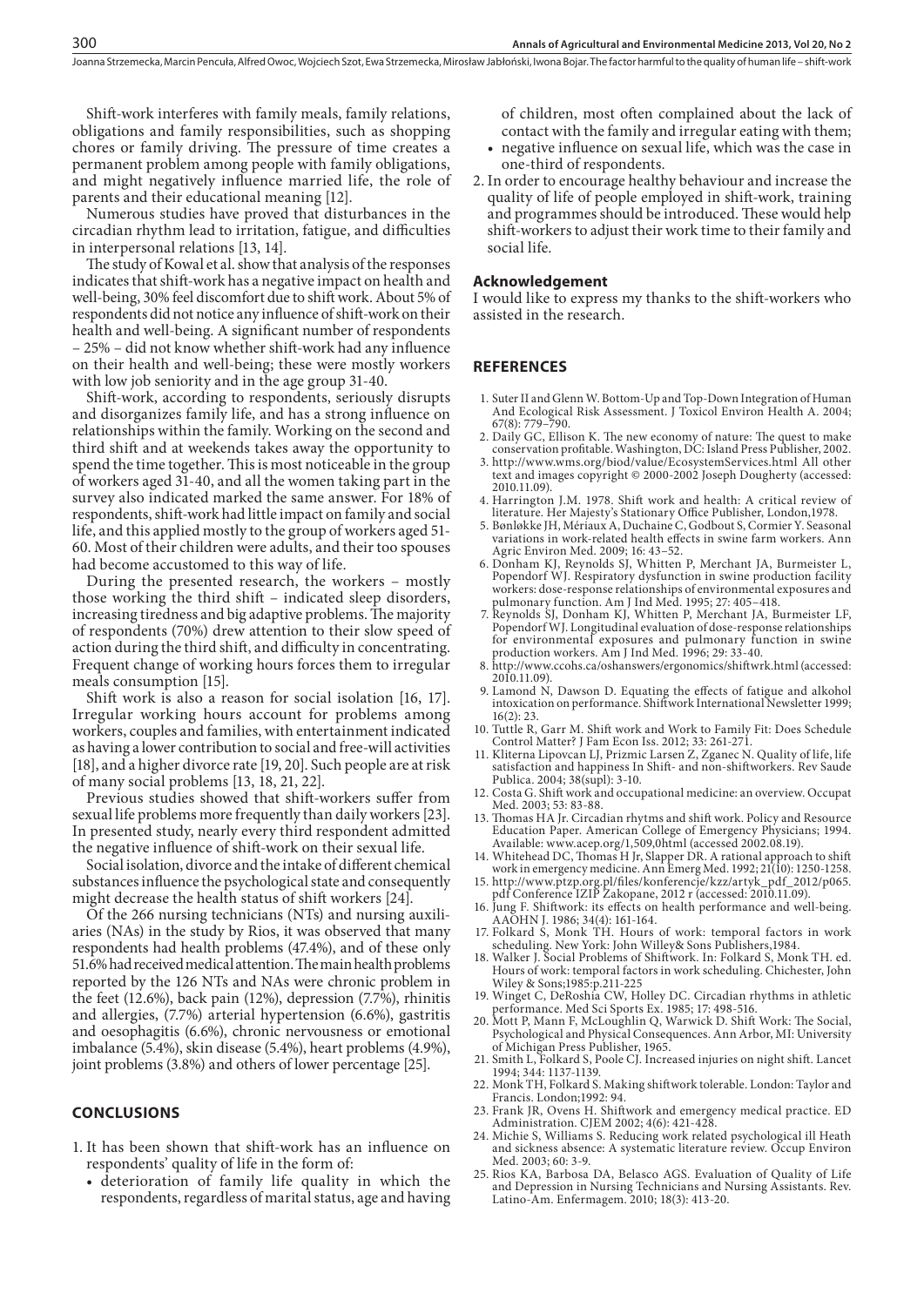Shift-work interferes with family meals, family relations, obligations and family responsibilities, such as shopping chores or family driving. The pressure of time creates a permanent problem among people with family obligations, and might negatively influence married life, the role of parents and their educational meaning [12].

Numerous studies have proved that disturbances in the circadian rhythm lead to irritation, fatigue, and difficulties in interpersonal relations [13, 14].

The study of Kowal et al. show that analysis of the responses indicates that shift-work has a negative impact on health and well-being, 30% feel discomfort due to shift work. About 5% of respondents did not notice any influence of shift-work on their health and well-being. A significant number of respondents – 25% – did not know whether shift-work had any influence on their health and well-being; these were mostly workers with low job seniority and in the age group 31-40.

Shift-work, according to respondents, seriously disrupts and disorganizes family life, and has a strong influence on relationships within the family. Working on the second and third shift and at weekends takes away the opportunity to spend the time together. This is most noticeable in the group of workers aged 31-40, and all the women taking part in the survey also indicated marked the same answer. For 18% of respondents, shift-work had little impact on family and social life, and this applied mostly to the group of workers aged 51-60. Most of their children were adults, and their too spouses had become accustomed to this way of life.

During the presented research, the workers – mostly those working the third shift – indicated sleep disorders, increasing tiredness and big adaptive problems. The majority of respondents (70%) drew attention to their slow speed of action during the third shift, and difficulty in concentrating. Frequent change of working hours forces them to irregular meals consumption [15].

Shift work is also a reason for social isolation [16, 17]. Irregular working hours account for problems among workers, couples and families, with entertainment indicated as having a lower contribution to social and free-will activities [18], and a higher divorce rate [19, 20]. Such people are at risk of many social problems [13, 18, 21, 22].

Previous studies showed that shift-workers suffer from sexual life problems more frequently than daily workers [23]. In presented study, nearly every third respondent admitted the negative influence of shift-work on their sexual life.

Social isolation, divorce and the intake of different chemical substances influence the psychological state and consequently might decrease the health status of shift workers [24].

Of the 266 nursing technicians (NTs) and nursing auxiliaries (NAs) in the study by Rios, it was observed that many respondents had health problems (47.4%), and of these only 51.6% had received medical attention. The main health problems reported by the 126 NTs and NAs were chronic problem in the feet (12.6%), back pain (12%), depression (7.7%), rhinitis and allergies, (7.7%) arterial hypertension (6.6%), gastritis and oesophagitis (6.6%), chronic nervousness or emotional imbalance (5.4%), skin disease (5.4%), heart problems (4.9%), joint problems (3.8%) and others of lower percentage [25].

## CONCLUSIONS

1. It has been shown that shift-work has an influence on respondents' quality of life in the form of:
   - deterioration of family life quality in which the respondents, regardless of marital status, age and having of children, most often complained about the lack of contact with the family and irregular eating with them;
   - negative influence on sexual life, which was the case in one-third of respondents.
2. In order to encourage healthy behaviour and increase the quality of life of people employed in shift-work, training and programmes should be introduced. These would help shift-workers to adjust their work time to their family and social life.

### Acknowledgement

I would like to express my thanks to the shift-workers who assisted in the research.

## REFERENCES

1. Suter II and Glenn W. Bottom-Up and Top-Down Integration of Human And Ecological Risk Assessment. J Toxicol Environ Health A. 2004; 67(8): 779–790.
2. Daily GC, Ellison K. The new economy of nature: The quest to make conservation profitable. Washington, DC: Island Press Publisher, 2002.
3. http://www.wms.org/biod/value/EcosystemServices.html All other text and images copyright © 2000-2002 Joseph Dougherty (accessed: 2010.11.09).
4. Harrington J.M. 1978. Shift work and health: A critical review of literature. Her Majesty's Stationary Office Publisher, London,1978.
5. Bønløkke JH, Mériaux A, Duchaine C, Godbout S, Cormier Y. Seasonal variations in work-related health effects in swine farm workers. Ann Agric Environ Med. 2009; 16: 43–52.
6. Donham KJ, Reynolds SJ, Whitten P, Merchant JA, Burmeister L, Popendorf WJ. Respiratory dysfunction in swine production facility workers: dose-response relationships of environmental exposures and pulmonary function. Am J Ind Med. 1995; 27: 405–418.
7. Reynolds SJ, Donham KJ, Whitten P, Merchant JA, Burmeister LF, Popendorf WJ. Longitudinal evaluation of dose-response relationships for environmental exposures and pulmonary function in swine production workers. Am J Ind Med. 1996; 29: 33-40.
8. http://www.ccohs.ca/oshanswers/ergonomics/shiftwrk.html (accessed: 2010.11.09).
9. Lamond N, Dawson D. Equating the effects of fatigue and alkohol intoxication on performance. Shiftwork International Newsletter 1999; 16(2): 23.
10. Tuttle R, Garr M. Shift work and Work to Family Fit: Does Schedule Control Matter? J Fam Econ Iss. 2012; 33: 261-271.
11. Kliterna Lipovcan LJ, Prizmic Larsen Z, Zganec N. Quality of life, life satisfaction and happiness In Shift- and non-shiftworkers. Rev Saude Publica. 2004; 38(supl): 3-10.
12. Costa G. Shift work and occupational medicine: an overview. Occupat Med. 2003; 53: 83-88.
13. Thomas HA Jr. Circadian rhytms and shift work. Policy and Resource Education Paper. American College of Emergency Physicians; 1994. Available: www.acep.org/1,509,0html (accessed 2002.08.19).
14. Whitehead DC, Thomas H Jr, Slapper DR. A rational approach to shift work in emergency medicine. Ann Emerg Med. 1992; 21(10): 1250-1258.
15. http://www.ptzp.org.pl/files/konferencje/kzz/artyk_pdf_2012/p065.pdf Conference IZIP Zakopane, 2012 r (accessed: 2010.11.09).
16. Jung F. Shiftwork: its effects on health performance and well-being. AAOHN J. 1986; 34(4): 161-164.
17. Folkard S, Monk TH. Hours of work: temporal factors in work scheduling. New York: John Willey& Sons Publishers,1984.
18. Walker J. Social Problems of Shiftwork. In: Folkard S, Monk TH. ed. Hours of work: temporal factors in work scheduling. Chichester, John Wiley & Sons;1985:p.211-225
19. Winget C, DeRoshia CW, Holley DC. Circadian rhythms in athletic performance. Med Sci Sports Ex. 1985; 17: 498-516.
20. Mott P, Mann F, McLoughlin Q, Warwick D. Shift Work: The Social, Psychological and Physical Consequences. Ann Arbor, MI: University of Michigan Press Publisher, 1965.
21. Smith L, Folkard S, Poole CJ. Increased injuries on night shift. Lancet 1994; 344: 1137-1139.
22. Monk TH, Folkard S. Making shiftwork tolerable. London: Taylor and Francis. London;1992: 94.
23. Frank JR, Ovens H. Shiftwork and emergency medical practice. ED Administration. CJEM 2002; 4(6): 421-428.
24. Michie S, Williams S. Reducing work related psychological ill Heath and sickness absence: A systematic literature review. Occup Environ Med. 2003; 60: 3-9.
25. Rios KA, Barbosa DA, Belasco AGS. Evaluation of Quality of Life and Depression in Nursing Technicians and Nursing Assistants. Rev. Latino-Am. Enfermagem. 2010; 18(3): 413-20.